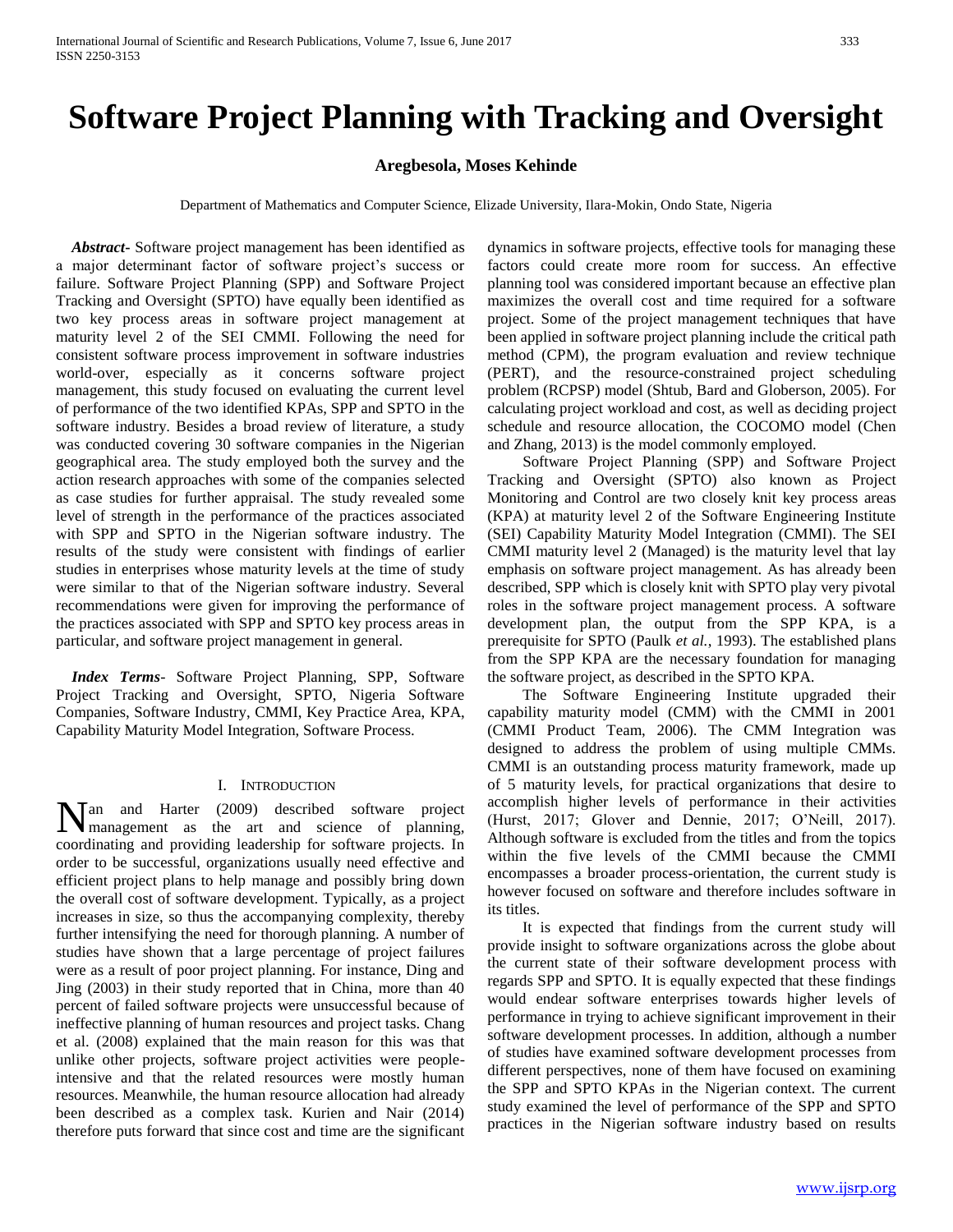# Software Project Planning with Tracking and Oversight

**Aregbesola, Moses Kehinde**

Department of Mathematics and Computer Science, Elizade University, Ilara-Mokin, Ondo State, Nigeria

***Abstract-*** Software project management has been identified as a major determinant factor of software project's success or failure. Software Project Planning (SPP) and Software Project Tracking and Oversight (SPTO) have equally been identified as two key process areas in software project management at maturity level 2 of the SEI CMMI. Following the need for consistent software process improvement in software industries world-over, especially as it concerns software project management, this study focused on evaluating the current level of performance of the two identified KPAs, SPP and SPTO in the software industry. Besides a broad review of literature, a study was conducted covering 30 software companies in the Nigerian geographical area. The study employed both the survey and the action research approaches with some of the companies selected as case studies for further appraisal. The study revealed some level of strength in the performance of the practices associated with SPP and SPTO in the Nigerian software industry. The results of the study were consistent with findings of earlier studies in enterprises whose maturity levels at the time of study were similar to that of the Nigerian software industry. Several recommendations were given for improving the performance of the practices associated with SPP and SPTO key process areas in particular, and software project management in general.

***Index Terms-*** Software Project Planning, SPP, Software Project Tracking and Oversight, SPTO, Nigeria Software Companies, Software Industry, CMMI, Key Practice Area, KPA, Capability Maturity Model Integration, Software Process.

## I. Introduction

Nan and Harter (2009) described software project management as the art and science of planning, coordinating and providing leadership for software projects. In order to be successful, organizations usually need effective and efficient project plans to help manage and possibly bring down the overall cost of software development. Typically, as a project increases in size, so thus the accompanying complexity, thereby further intensifying the need for thorough planning. A number of studies have shown that a large percentage of project failures were as a result of poor project planning. For instance, Ding and Jing (2003) in their study reported that in China, more than 40 percent of failed software projects were unsuccessful because of ineffective planning of human resources and project tasks. Chang et al. (2008) explained that the main reason for this was that unlike other projects, software project activities were people-intensive and that the related resources were mostly human resources. Meanwhile, the human resource allocation had already been described as a complex task. Kurien and Nair (2014) therefore puts forward that since cost and time are the significant dynamics in software projects, effective tools for managing these factors could create more room for success. An effective planning tool was considered important because an effective plan maximizes the overall cost and time required for a software project. Some of the project management techniques that have been applied in software project planning include the critical path method (CPM), the program evaluation and review technique (PERT), and the resource-constrained project scheduling problem (RCPSP) model (Shtub, Bard and Globerson, 2005). For calculating project workload and cost, as well as deciding project schedule and resource allocation, the COCOMO model (Chen and Zhang, 2013) is the model commonly employed.

Software Project Planning (SPP) and Software Project Tracking and Oversight (SPTO) also known as Project Monitoring and Control are two closely knit key process areas (KPA) at maturity level 2 of the Software Engineering Institute (SEI) Capability Maturity Model Integration (CMMI). The SEI CMMI maturity level 2 (Managed) is the maturity level that lay emphasis on software project management. As has already been described, SPP which is closely knit with SPTO play very pivotal roles in the software project management process. A software development plan, the output from the SPP KPA, is a prerequisite for SPTO (Paulk *et al.*, 1993). The established plans from the SPP KPA are the necessary foundation for managing the software project, as described in the SPTO KPA.

The Software Engineering Institute upgraded their capability maturity model (CMM) with the CMMI in 2001 (CMMI Product Team, 2006). The CMM Integration was designed to address the problem of using multiple CMMs. CMMI is an outstanding process maturity framework, made up of 5 maturity levels, for practical organizations that desire to accomplish higher levels of performance in their activities (Hurst, 2017; Glover and Dennie, 2017; O'Neill, 2017). Although software is excluded from the titles and from the topics within the five levels of the CMMI because the CMMI encompasses a broader process-orientation, the current study is however focused on software and therefore includes software in its titles.

It is expected that findings from the current study will provide insight to software organizations across the globe about the current state of their software development process with regards SPP and SPTO. It is equally expected that these findings would endear software enterprises towards higher levels of performance in trying to achieve significant improvement in their software development processes. In addition, although a number of studies have examined software development processes from different perspectives, none of them have focused on examining the SPP and SPTO KPAs in the Nigerian context. The current study examined the level of performance of the SPP and SPTO practices in the Nigerian software industry based on results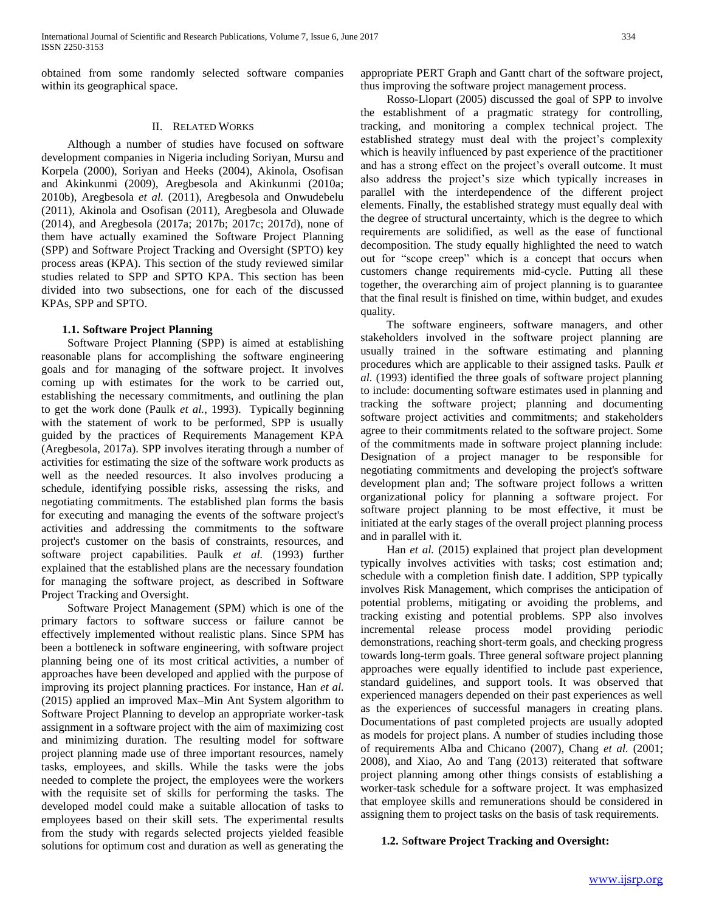obtained from some randomly selected software companies within its geographical space.

## II. Related Works

Although a number of studies have focused on software development companies in Nigeria including Soriyan, Mursu and Korpela (2000), Soriyan and Heeks (2004), Akinola, Osofisan and Akinkunmi (2009), Aregbesola and Akinkunmi (2010a; 2010b), Aregbesola *et al.* (2011), Aregbesola and Onwudebelu (2011), Akinola and Osofisan (2011), Aregbesola and Oluwade (2014), and Aregbesola (2017a; 2017b; 2017c; 2017d), none of them have actually examined the Software Project Planning (SPP) and Software Project Tracking and Oversight (SPTO) key process areas (KPA). This section of the study reviewed similar studies related to SPP and SPTO KPA. This section has been divided into two subsections, one for each of the discussed KPAs, SPP and SPTO.

### 1.1. Software Project Planning

Software Project Planning (SPP) is aimed at establishing reasonable plans for accomplishing the software engineering goals and for managing of the software project. It involves coming up with estimates for the work to be carried out, establishing the necessary commitments, and outlining the plan to get the work done (Paulk *et al.*, 1993). Typically beginning with the statement of work to be performed, SPP is usually guided by the practices of Requirements Management KPA (Aregbesola, 2017a). SPP involves iterating through a number of activities for estimating the size of the software work products as well as the needed resources. It also involves producing a schedule, identifying possible risks, assessing the risks, and negotiating commitments. The established plan forms the basis for executing and managing the events of the software project's activities and addressing the commitments to the software project's customer on the basis of constraints, resources, and software project capabilities. Paulk *et al.* (1993) further explained that the established plans are the necessary foundation for managing the software project, as described in Software Project Tracking and Oversight.

Software Project Management (SPM) which is one of the primary factors to software success or failure cannot be effectively implemented without realistic plans. Since SPM has been a bottleneck in software engineering, with software project planning being one of its most critical activities, a number of approaches have been developed and applied with the purpose of improving its project planning practices. For instance, Han *et al.* (2015) applied an improved Max–Min Ant System algorithm to Software Project Planning to develop an appropriate worker-task assignment in a software project with the aim of maximizing cost and minimizing duration. The resulting model for software project planning made use of three important resources, namely tasks, employees, and skills. While the tasks were the jobs needed to complete the project, the employees were the workers with the requisite set of skills for performing the tasks. The developed model could make a suitable allocation of tasks to employees based on their skill sets. The experimental results from the study with regards selected projects yielded feasible solutions for optimum cost and duration as well as generating the appropriate PERT Graph and Gantt chart of the software project, thus improving the software project management process.

Rosso-Llopart (2005) discussed the goal of SPP to involve the establishment of a pragmatic strategy for controlling, tracking, and monitoring a complex technical project. The established strategy must deal with the project's complexity which is heavily influenced by past experience of the practitioner and has a strong effect on the project's overall outcome. It must also address the project's size which typically increases in parallel with the interdependence of the different project elements. Finally, the established strategy must equally deal with the degree of structural uncertainty, which is the degree to which requirements are solidified, as well as the ease of functional decomposition. The study equally highlighted the need to watch out for "scope creep" which is a concept that occurs when customers change requirements mid-cycle. Putting all these together, the overarching aim of project planning is to guarantee that the final result is finished on time, within budget, and exudes quality.

The software engineers, software managers, and other stakeholders involved in the software project planning are usually trained in the software estimating and planning procedures which are applicable to their assigned tasks. Paulk *et al.* (1993) identified the three goals of software project planning to include: documenting software estimates used in planning and tracking the software project; planning and documenting software project activities and commitments; and stakeholders agree to their commitments related to the software project. Some of the commitments made in software project planning include: Designation of a project manager to be responsible for negotiating commitments and developing the project's software development plan and; The software project follows a written organizational policy for planning a software project. For software project planning to be most effective, it must be initiated at the early stages of the overall project planning process and in parallel with it.

Han *et al.* (2015) explained that project plan development typically involves activities with tasks; cost estimation and; schedule with a completion finish date. I addition, SPP typically involves Risk Management, which comprises the anticipation of potential problems, mitigating or avoiding the problems, and tracking existing and potential problems. SPP also involves incremental release process model providing periodic demonstrations, reaching short-term goals, and checking progress towards long-term goals. Three general software project planning approaches were equally identified to include past experience, standard guidelines, and support tools. It was observed that experienced managers depended on their past experiences as well as the experiences of successful managers in creating plans. Documentations of past completed projects are usually adopted as models for project plans. A number of studies including those of requirements Alba and Chicano (2007), Chang *et al.* (2001; 2008), and Xiao, Ao and Tang (2013) reiterated that software project planning among other things consists of establishing a worker-task schedule for a software project. It was emphasized that employee skills and remunerations should be considered in assigning them to project tasks on the basis of task requirements.

### 1.2. Software Project Tracking and Oversight: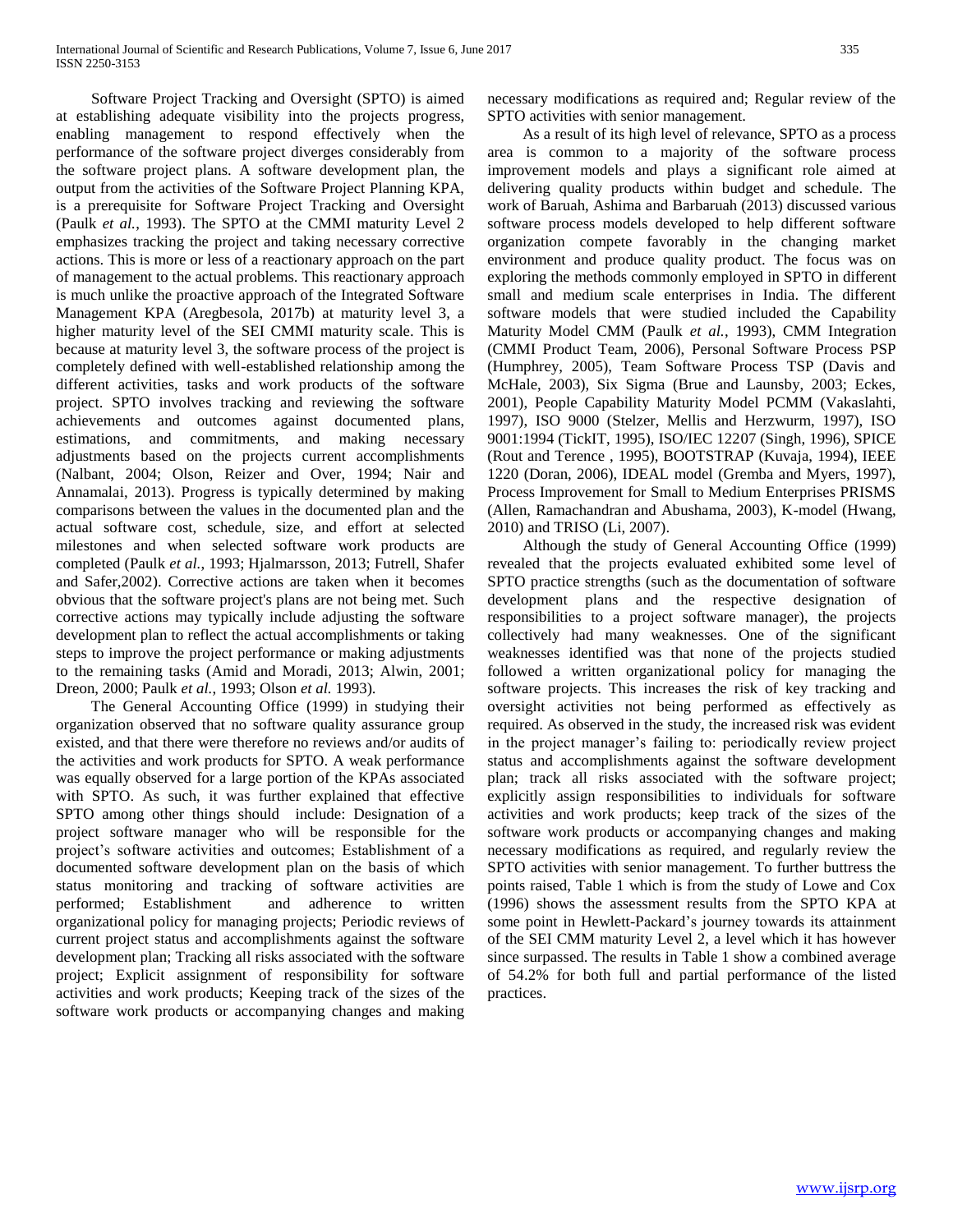Software Project Tracking and Oversight (SPTO) is aimed at establishing adequate visibility into the projects progress, enabling management to respond effectively when the performance of the software project diverges considerably from the software project plans. A software development plan, the output from the activities of the Software Project Planning KPA, is a prerequisite for Software Project Tracking and Oversight (Paulk *et al.*, 1993). The SPTO at the CMMI maturity Level 2 emphasizes tracking the project and taking necessary corrective actions. This is more or less of a reactionary approach on the part of management to the actual problems. This reactionary approach is much unlike the proactive approach of the Integrated Software Management KPA (Aregbesola, 2017b) at maturity level 3, a higher maturity level of the SEI CMMI maturity scale. This is because at maturity level 3, the software process of the project is completely defined with well-established relationship among the different activities, tasks and work products of the software project. SPTO involves tracking and reviewing the software achievements and outcomes against documented plans, estimations, and commitments, and making necessary adjustments based on the projects current accomplishments (Nalbant, 2004; Olson, Reizer and Over, 1994; Nair and Annamalai, 2013). Progress is typically determined by making comparisons between the values in the documented plan and the actual software cost, schedule, size, and effort at selected milestones and when selected software work products are completed (Paulk *et al.*, 1993; Hjalmarsson, 2013; Futrell, Shafer and Safer,2002). Corrective actions are taken when it becomes obvious that the software project's plans are not being met. Such corrective actions may typically include adjusting the software development plan to reflect the actual accomplishments or taking steps to improve the project performance or making adjustments to the remaining tasks (Amid and Moradi, 2013; Alwin, 2001; Dreon, 2000; Paulk *et al.*, 1993; Olson *et al.* 1993).

The General Accounting Office (1999) in studying their organization observed that no software quality assurance group existed, and that there were therefore no reviews and/or audits of the activities and work products for SPTO. A weak performance was equally observed for a large portion of the KPAs associated with SPTO. As such, it was further explained that effective SPTO among other things should include: Designation of a project software manager who will be responsible for the project's software activities and outcomes; Establishment of a documented software development plan on the basis of which status monitoring and tracking of software activities are performed; Establishment and adherence to written organizational policy for managing projects; Periodic reviews of current project status and accomplishments against the software development plan; Tracking all risks associated with the software project; Explicit assignment of responsibility for software activities and work products; Keeping track of the sizes of the software work products or accompanying changes and making necessary modifications as required and; Regular review of the SPTO activities with senior management.

As a result of its high level of relevance, SPTO as a process area is common to a majority of the software process improvement models and plays a significant role aimed at delivering quality products within budget and schedule. The work of Baruah, Ashima and Barbaruah (2013) discussed various software process models developed to help different software organization compete favorably in the changing market environment and produce quality product. The focus was on exploring the methods commonly employed in SPTO in different small and medium scale enterprises in India. The different software models that were studied included the Capability Maturity Model CMM (Paulk *et al.*, 1993), CMM Integration (CMMI Product Team, 2006), Personal Software Process PSP (Humphrey, 2005), Team Software Process TSP (Davis and McHale, 2003), Six Sigma (Brue and Launsby, 2003; Eckes, 2001), People Capability Maturity Model PCMM (Vakaslahti, 1997), ISO 9000 (Stelzer, Mellis and Herzwurm, 1997), ISO 9001:1994 (TickIT, 1995), ISO/IEC 12207 (Singh, 1996), SPICE (Rout and Terence , 1995), BOOTSTRAP (Kuvaja, 1994), IEEE 1220 (Doran, 2006), IDEAL model (Gremba and Myers, 1997), Process Improvement for Small to Medium Enterprises PRISMS (Allen, Ramachandran and Abushama, 2003), K-model (Hwang, 2010) and TRISO (Li, 2007).

Although the study of General Accounting Office (1999) revealed that the projects evaluated exhibited some level of SPTO practice strengths (such as the documentation of software development plans and the respective designation of responsibilities to a project software manager), the projects collectively had many weaknesses. One of the significant weaknesses identified was that none of the projects studied followed a written organizational policy for managing the software projects. This increases the risk of key tracking and oversight activities not being performed as effectively as required. As observed in the study, the increased risk was evident in the project manager's failing to: periodically review project status and accomplishments against the software development plan; track all risks associated with the software project; explicitly assign responsibilities to individuals for software activities and work products; keep track of the sizes of the software work products or accompanying changes and making necessary modifications as required, and regularly review the SPTO activities with senior management. To further buttress the points raised, Table 1 which is from the study of Lowe and Cox (1996) shows the assessment results from the SPTO KPA at some point in Hewlett-Packard's journey towards its attainment of the SEI CMM maturity Level 2, a level which it has however since surpassed. The results in Table 1 show a combined average of 54.2% for both full and partial performance of the listed practices.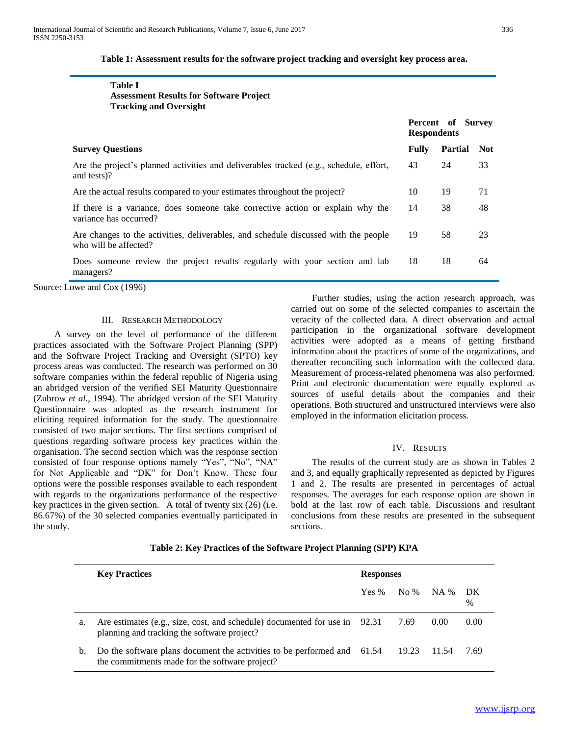**Table 1: Assessment results for the software project tracking and oversight key process area.**

**Table I**
**Assessment Results for Software Project Tracking and Oversight**

| Survey Questions | Percent of Survey Respondents | | |
|---|---|---|---|
| | **Fully** | **Partial** | **Not** |
| Are the project's planned activities and deliverables tracked (e.g., schedule, effort, and tests)? | 43 | 24 | 33 |
| Are the actual results compared to your estimates throughout the project? | 10 | 19 | 71 |
| If there is a variance, does someone take corrective action or explain why the variance has occurred? | 14 | 38 | 48 |
| Are changes to the activities, deliverables, and schedule discussed with the people who will be affected? | 19 | 58 | 23 |
| Does someone review the project results regularly with your section and lab managers? | 18 | 18 | 64 |

Source: Lowe and Cox (1996)

## III. Research Methodology

A survey on the level of performance of the different practices associated with the Software Project Planning (SPP) and the Software Project Tracking and Oversight (SPTO) key process areas was conducted. The research was performed on 30 software companies within the federal republic of Nigeria using an abridged version of the verified SEI Maturity Questionnaire (Zubrow *et al.*, 1994). The abridged version of the SEI Maturity Questionnaire was adopted as the research instrument for eliciting required information for the study. The questionnaire consisted of two major sections. The first sections comprised of questions regarding software process key practices within the organisation. The second section which was the response section consisted of four response options namely "Yes", "No", "NA" for Not Applicable and "DK" for Don't Know. These four options were the possible responses available to each respondent with regards to the organizations performance of the respective key practices in the given section. A total of twenty six (26) (i.e. 86.67%) of the 30 selected companies eventually participated in the study.

Further studies, using the action research approach, was carried out on some of the selected companies to ascertain the veracity of the collected data. A direct observation and actual participation in the organizational software development activities were adopted as a means of getting firsthand information about the practices of some of the organizations, and thereafter reconciling such information with the collected data. Measurement of process-related phenomena was also performed. Print and electronic documentation were equally explored as sources of useful details about the companies and their operations. Both structured and unstructured interviews were also employed in the information elicitation process.

## IV. Results

The results of the current study are as shown in Tables 2 and 3, and equally graphically represented as depicted by Figures 1 and 2. The results are presented in percentages of actual responses. The averages for each response option are shown in bold at the last row of each table. Discussions and resultant conclusions from these results are presented in the subsequent sections.

**Table 2: Key Practices of the Software Project Planning (SPP) KPA**

| | Key Practices | Responses | | | |
|---|---|---|---|---|---|
| | | Yes % | No % | NA % | DK % |
| a. | Are estimates (e.g., size, cost, and schedule) documented for use in planning and tracking the software project? | 92.31 | 7.69 | 0.00 | 0.00 |
| b. | Do the software plans document the activities to be performed and the commitments made for the software project? | 61.54 | 19.23 | 11.54 | 7.69 |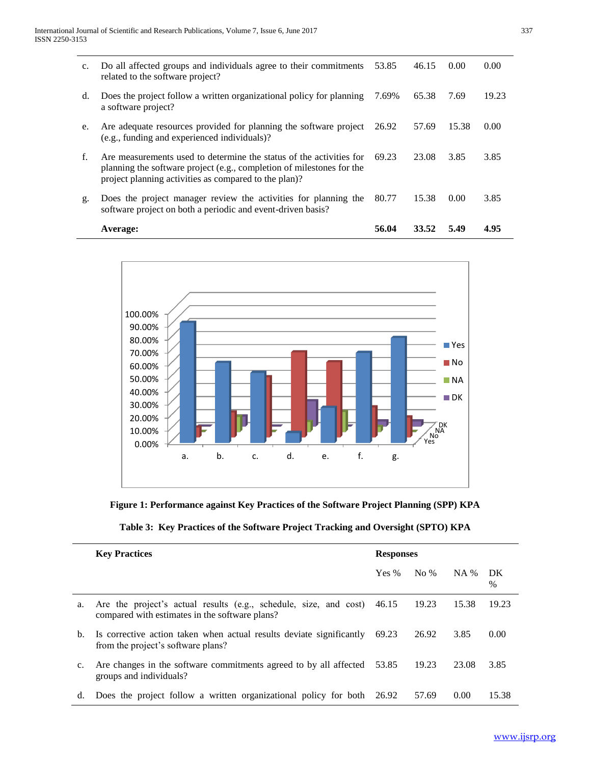| | | | | | |
|---|---|---|---|---|---|
| c. | Do all affected groups and individuals agree to their commitments related to the software project? | 53.85 | 46.15 | 0.00 | 0.00 |
| d. | Does the project follow a written organizational policy for planning a software project? | 7.69% | 65.38 | 7.69 | 19.23 |
| e. | Are adequate resources provided for planning the software project (e.g., funding and experienced individuals)? | 26.92 | 57.69 | 15.38 | 0.00 |
| f. | Are measurements used to determine the status of the activities for planning the software project (e.g., completion of milestones for the project planning activities as compared to the plan)? | 69.23 | 23.08 | 3.85 | 3.85 |
| g. | Does the project manager review the activities for planning the software project on both a periodic and event-driven basis? | 80.77 | 15.38 | 0.00 | 3.85 |
| | **Average:** | **56.04** | **33.52** | **5.49** | **4.95** |

**Figure 1: Performance against Key Practices of the Software Project Planning (SPP) KPA**

**Table 3: Key Practices of the Software Project Tracking and Oversight (SPTO) KPA**

| | **Key Practices** | **Responses** | | | |
|---|---|---|---|---|---|
| | | Yes % | No % | NA % | DK % |
| a. | Are the project's actual results (e.g., schedule, size, and cost) compared with estimates in the software plans? | 46.15 | 19.23 | 15.38 | 19.23 |
| b. | Is corrective action taken when actual results deviate significantly from the project's software plans? | 69.23 | 26.92 | 3.85 | 0.00 |
| c. | Are changes in the software commitments agreed to by all affected groups and individuals? | 53.85 | 19.23 | 23.08 | 3.85 |
| d. | Does the project follow a written organizational policy for both | 26.92 | 57.69 | 0.00 | 15.38 |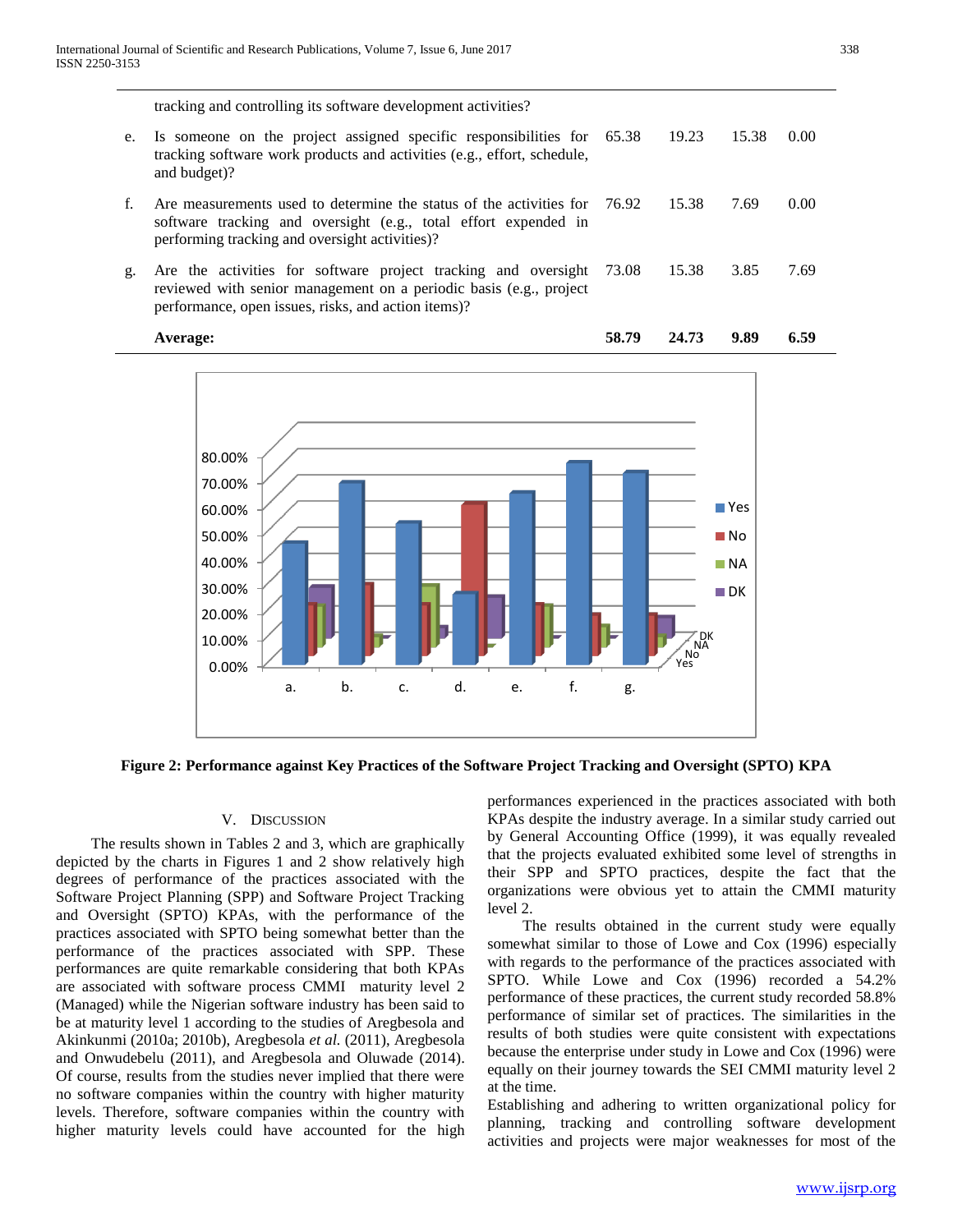| | | | | | |
|---|---|---|---|---|---|
| | tracking and controlling its software development activities? | | | | |
| e. | Is someone on the project assigned specific responsibilities for tracking software work products and activities (e.g., effort, schedule, and budget)? | 65.38 | 19.23 | 15.38 | 0.00 |
| f. | Are measurements used to determine the status of the activities for software tracking and oversight (e.g., total effort expended in performing tracking and oversight activities)? | 76.92 | 15.38 | 7.69 | 0.00 |
| g. | Are the activities for software project tracking and oversight reviewed with senior management on a periodic basis (e.g., project performance, open issues, risks, and action items)? | 73.08 | 15.38 | 3.85 | 7.69 |
| | **Average:** | **58.79** | **24.73** | **9.89** | **6.59** |

**Figure 2: Performance against Key Practices of the Software Project Tracking and Oversight (SPTO) KPA**

## V. Discussion

The results shown in Tables 2 and 3, which are graphically depicted by the charts in Figures 1 and 2 show relatively high degrees of performance of the practices associated with the Software Project Planning (SPP) and Software Project Tracking and Oversight (SPTO) KPAs, with the performance of the practices associated with SPTO being somewhat better than the performance of the practices associated with SPP. These performances are quite remarkable considering that both KPAs are associated with software process CMMI maturity level 2 (Managed) while the Nigerian software industry has been said to be at maturity level 1 according to the studies of Aregbesola and Akinkunmi (2010a; 2010b), Aregbesola *et al.* (2011), Aregbesola and Onwudebelu (2011), and Aregbesola and Oluwade (2014). Of course, results from the studies never implied that there were no software companies within the country with higher maturity levels. Therefore, software companies within the country with higher maturity levels could have accounted for the high performances experienced in the practices associated with both KPAs despite the industry average. In a similar study carried out by General Accounting Office (1999), it was equally revealed that the projects evaluated exhibited some level of strengths in their SPP and SPTO practices, despite the fact that the organizations were obvious yet to attain the CMMI maturity level 2.

The results obtained in the current study were equally somewhat similar to those of Lowe and Cox (1996) especially with regards to the performance of the practices associated with SPTO. While Lowe and Cox (1996) recorded a 54.2% performance of these practices, the current study recorded 58.8% performance of similar set of practices. The similarities in the results of both studies were quite consistent with expectations because the enterprise under study in Lowe and Cox (1996) were equally on their journey towards the SEI CMMI maturity level 2 at the time.

Establishing and adhering to written organizational policy for planning, tracking and controlling software development activities and projects were major weaknesses for most of the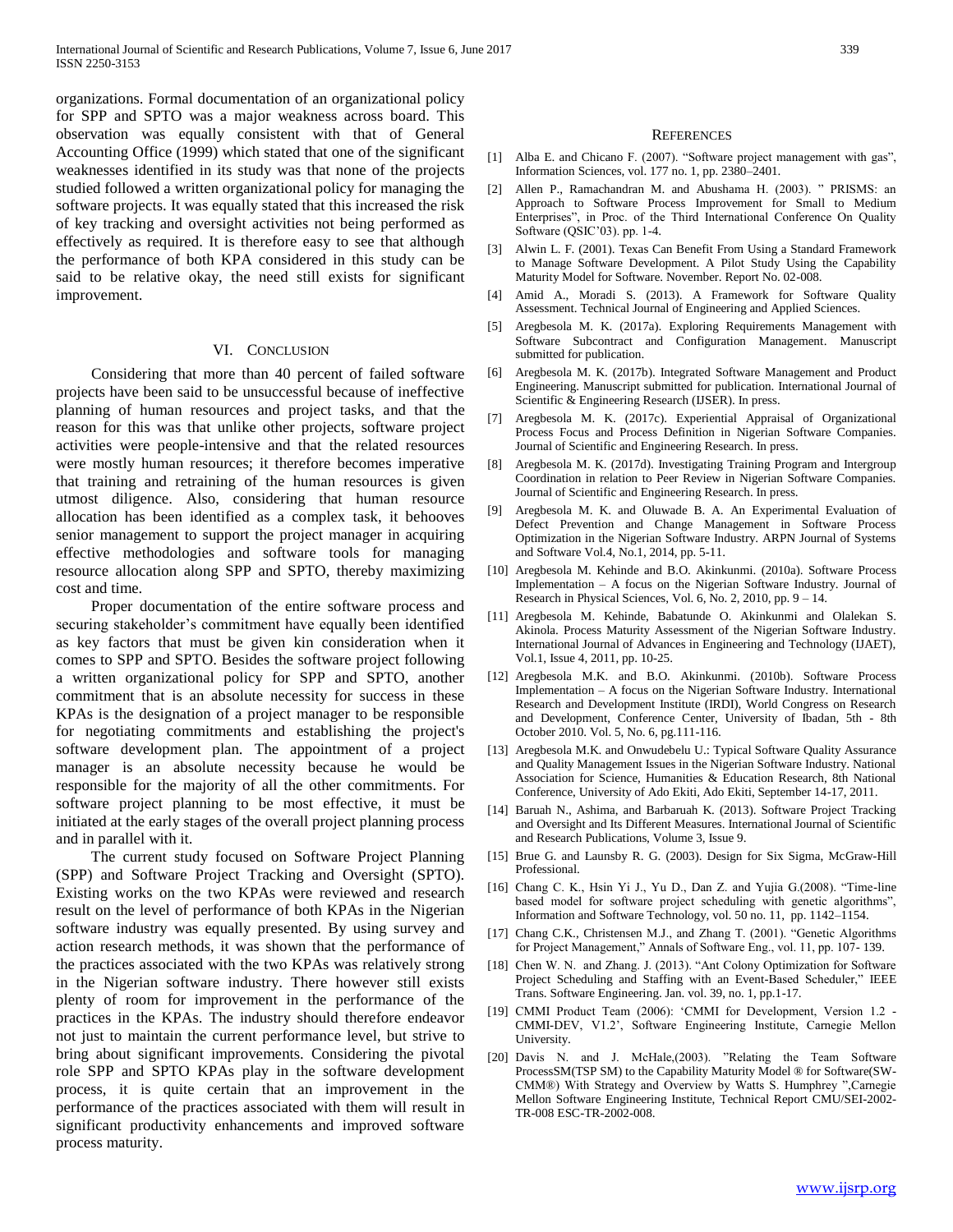organizations. Formal documentation of an organizational policy for SPP and SPTO was a major weakness across board. This observation was equally consistent with that of General Accounting Office (1999) which stated that one of the significant weaknesses identified in its study was that none of the projects studied followed a written organizational policy for managing the software projects. It was equally stated that this increased the risk of key tracking and oversight activities not being performed as effectively as required. It is therefore easy to see that although the performance of both KPA considered in this study can be said to be relative okay, the need still exists for significant improvement.

## VI. Conclusion

Considering that more than 40 percent of failed software projects have been said to be unsuccessful because of ineffective planning of human resources and project tasks, and that the reason for this was that unlike other projects, software project activities were people-intensive and that the related resources were mostly human resources; it therefore becomes imperative that training and retraining of the human resources is given utmost diligence. Also, considering that human resource allocation has been identified as a complex task, it behooves senior management to support the project manager in acquiring effective methodologies and software tools for managing resource allocation along SPP and SPTO, thereby maximizing cost and time.

Proper documentation of the entire software process and securing stakeholder's commitment have equally been identified as key factors that must be given kin consideration when it comes to SPP and SPTO. Besides the software project following a written organizational policy for SPP and SPTO, another commitment that is an absolute necessity for success in these KPAs is the designation of a project manager to be responsible for negotiating commitments and establishing the project's software development plan. The appointment of a project manager is an absolute necessity because he would be responsible for the majority of all the other commitments. For software project planning to be most effective, it must be initiated at the early stages of the overall project planning process and in parallel with it.

The current study focused on Software Project Planning (SPP) and Software Project Tracking and Oversight (SPTO). Existing works on the two KPAs were reviewed and research result on the level of performance of both KPAs in the Nigerian software industry was equally presented. By using survey and action research methods, it was shown that the performance of the practices associated with the two KPAs was relatively strong in the Nigerian software industry. There however still exists plenty of room for improvement in the performance of the practices in the KPAs. The industry should therefore endeavor not just to maintain the current performance level, but strive to bring about significant improvements. Considering the pivotal role SPP and SPTO KPAs play in the software development process, it is quite certain that an improvement in the performance of the practices associated with them will result in significant productivity enhancements and improved software process maturity.

## References

[1] Alba E. and Chicano F. (2007). "Software project management with gas", Information Sciences, vol. 177 no. 1, pp. 2380–2401.

[2] Allen P., Ramachandran M. and Abushama H. (2003). " PRISMS: an Approach to Software Process Improvement for Small to Medium Enterprises", in Proc. of the Third International Conference On Quality Software (QSIC'03). pp. 1-4.

[3] Alwin L. F. (2001). Texas Can Benefit From Using a Standard Framework to Manage Software Development. A Pilot Study Using the Capability Maturity Model for Software. November. Report No. 02-008.

[4] Amid A., Moradi S. (2013). A Framework for Software Quality Assessment. Technical Journal of Engineering and Applied Sciences.

[5] Aregbesola M. K. (2017a). Exploring Requirements Management with Software Subcontract and Configuration Management. Manuscript submitted for publication.

[6] Aregbesola M. K. (2017b). Integrated Software Management and Product Engineering. Manuscript submitted for publication. International Journal of Scientific & Engineering Research (IJSER). In press.

[7] Aregbesola M. K. (2017c). Experiential Appraisal of Organizational Process Focus and Process Definition in Nigerian Software Companies. Journal of Scientific and Engineering Research. In press.

[8] Aregbesola M. K. (2017d). Investigating Training Program and Intergroup Coordination in relation to Peer Review in Nigerian Software Companies. Journal of Scientific and Engineering Research. In press.

[9] Aregbesola M. K. and Oluwade B. A. An Experimental Evaluation of Defect Prevention and Change Management in Software Process Optimization in the Nigerian Software Industry. ARPN Journal of Systems and Software Vol.4, No.1, 2014, pp. 5-11.

[10] Aregbesola M. Kehinde and B.O. Akinkunmi. (2010a). Software Process Implementation – A focus on the Nigerian Software Industry. Journal of Research in Physical Sciences, Vol. 6, No. 2, 2010, pp. 9 – 14.

[11] Aregbesola M. Kehinde, Babatunde O. Akinkunmi and Olalekan S. Akinola. Process Maturity Assessment of the Nigerian Software Industry. International Journal of Advances in Engineering and Technology (IJAET), Vol.1, Issue 4, 2011, pp. 10-25.

[12] Aregbesola M.K. and B.O. Akinkunmi. (2010b). Software Process Implementation – A focus on the Nigerian Software Industry. International Research and Development Institute (IRDI), World Congress on Research and Development, Conference Center, University of Ibadan, 5th - 8th October 2010. Vol. 5, No. 6, pg.111-116.

[13] Aregbesola M.K. and Onwudebelu U.: Typical Software Quality Assurance and Quality Management Issues in the Nigerian Software Industry. National Association for Science, Humanities & Education Research, 8th National Conference, University of Ado Ekiti, Ado Ekiti, September 14-17, 2011.

[14] Baruah N., Ashima, and Barbaruah K. (2013). Software Project Tracking and Oversight and Its Different Measures. International Journal of Scientific and Research Publications, Volume 3, Issue 9.

[15] Brue G. and Launsby R. G. (2003). Design for Six Sigma, McGraw-Hill Professional.

[16] Chang C. K., Hsin Yi J., Yu D., Dan Z. and Yujia G.(2008). "Time-line based model for software project scheduling with genetic algorithms", Information and Software Technology, vol. 50 no. 11, pp. 1142–1154.

[17] Chang C.K., Christensen M.J., and Zhang T. (2001). "Genetic Algorithms for Project Management," Annals of Software Eng., vol. 11, pp. 107- 139.

[18] Chen W. N. and Zhang. J. (2013). "Ant Colony Optimization for Software Project Scheduling and Staffing with an Event-Based Scheduler," IEEE Trans. Software Engineering. Jan. vol. 39, no. 1, pp.1-17.

[19] CMMI Product Team (2006): 'CMMI for Development, Version 1.2 - CMMI-DEV, V1.2', Software Engineering Institute, Carnegie Mellon University.

[20] Davis N. and J. McHale,(2003). "Relating the Team Software ProcessSM(TSP SM) to the Capability Maturity Model ® for Software(SW-CMM®) With Strategy and Overview by Watts S. Humphrey ",Carnegie Mellon Software Engineering Institute, Technical Report CMU/SEI-2002-TR-008 ESC-TR-2002-008.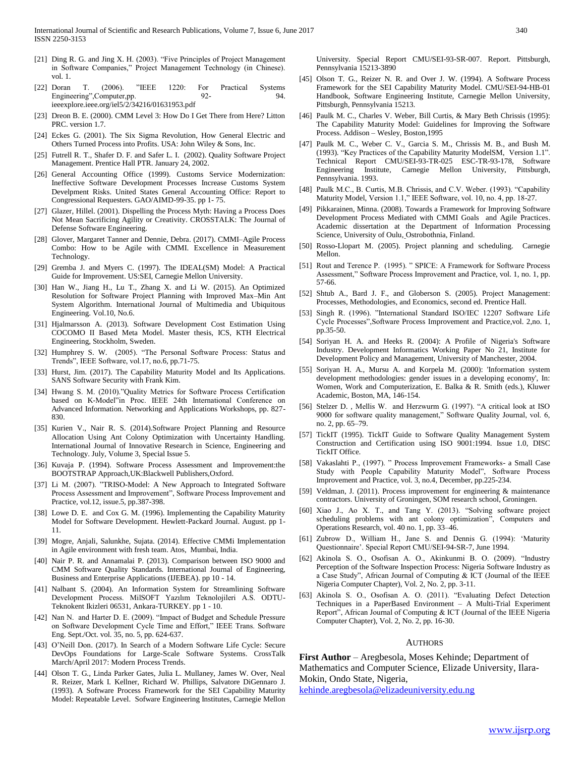[21] Ding R. G. and Jing X. H. (2003). "Five Principles of Project Management in Software Companies," Project Management Technology (in Chinese). vol. 1.

[22] Doran T. (2006). "IEEE 1220: For Practical Systems Engineering",Computer,pp. 92- 94. ieeexplore.ieee.org/iel5/2/34216/01631953.pdf

[23] Dreon B. E. (2000). CMM Level 3: How Do I Get There from Here? Litton PRC. version 1.7.

[24] Eckes G. (2001). The Six Sigma Revolution, How General Electric and Others Turned Process into Profits. USA: John Wiley & Sons, Inc.

[25] Futrell R. T., Shafer D. F. and Safer L. I. (2002). Quality Software Project Management. Prentice Hall PTR. January 24, 2002.

[26] General Accounting Office (1999). Customs Service Modernization: Ineffective Software Development Processes Increase Customs System Develpment Risks. United States General Accounting Office: Report to Congressional Requesters. GAO/AIMD-99-35. pp 1- 75.

[27] Glazer, Hillel. (2001). Dispelling the Process Myth: Having a Process Does Not Mean Sacrificing Agility or Creativity. CROSSTALK: The Journal of Defense Software Engineering.

[28] Glover, Margaret Tanner and Dennie, Debra. (2017). CMMI–Agile Process Combo: How to be Agile with CMMI. Excellence in Measurement Technology.

[29] Gremba J. and Myers C. (1997). The IDEAL(SM) Model: A Practical Guide for Improvement. US:SEI, Carnegie Mellon University.

[30] Han W., Jiang H., Lu T., Zhang X. and Li W. (2015). An Optimized Resolution for Software Project Planning with Improved Max–Min Ant System Algorithm. International Journal of Multimedia and Ubiquitous Engineering. Vol.10, No.6.

[31] Hjalmarsson A. (2013). Software Development Cost Estimation Using COCOMO II Based Meta Model. Master thesis, ICS, KTH Electrical Engineering, Stockholm, Sweden.

[32] Humphrey S. W. (2005). "The Personal Software Process: Status and Trends", IEEE Software, vol.17, no.6, pp.71-75.

[33] Hurst, Jim. (2017). The Capability Maturity Model and Its Applications. SANS Software Security with Frank Kim.

[34] Hwang S. M. (2010)."Quality Metrics for Software Process Certification based on K-Model"in Proc. IEEE 24th International Conference on Advanced Information. Networking and Applications Workshops, pp. 827-830.

[35] Kurien V., Nair R. S. (2014).Software Project Planning and Resource Allocation Using Ant Colony Optimization with Uncertainty Handling. International Journal of Innovative Research in Science, Engineering and Technology. July, Volume 3, Special Issue 5.

[36] Kuvaja P. (1994). Software Process Assessment and Improvement:the BOOTSTRAP Approach,UK:Blackwell Publishers,Oxford.

[37] Li M. (2007). "TRISO-Model: A New Approach to Integrated Software Process Assessment and Improvement", Software Process Improvement and Practice, vol.12, issue.5, pp.387-398.

[38] Lowe D. E. and Cox G. M. (1996). Implementing the Capability Maturity Model for Software Development. Hewlett-Packard Journal. August. pp 1-11.

[39] Mogre, Anjali, Salunkhe, Sujata. (2014). Effective CMMi Implementation in Agile environment with fresh team. Atos, Mumbai, India.

[40] Nair P. R. and Annamalai P. (2013). Comparison between ISO 9000 and CMM Software Quality Standards. International Journal of Engineering, Business and Enterprise Applications (IJEBEA). pp 10 - 14.

[41] Nalbant S. (2004). An Information System for Streamlining Software Development Process. MilSOFT Yazılım Teknolojileri A.S. ODTU-Teknokent Ikizleri 06531, Ankara-TURKEY. pp 1 - 10.

[42] Nan N. and Harter D. E. (2009). "Impact of Budget and Schedule Pressure on Software Development Cycle Time and Effort," IEEE Trans. Software Eng. Sept./Oct. vol. 35, no. 5, pp. 624-637.

[43] O'Neill Don. (2017). In Search of a Modern Software Life Cycle: Secure DevOps Foundations for Large-Scale Software Systems. CrossTalk March/April 2017: Modern Process Trends.

[44] Olson T. G., Linda Parker Gates, Julia L. Mullaney, James W. Over, Neal R. Reizer, Mark I. Kellner, Richard W. Phillips, Salvatore DiGennaro J. (1993). A Software Process Framework for the SEI Capability Maturity Model: Repeatable Level. Sofware Engineering Institutes, Carnegie Mellon University. Special Report CMU/SEI-93-SR-007. Report. Pittsburgh, Pennsylvania 15213-3890

[45] Olson T. G., Reizer N. R. and Over J. W. (1994). A Software Process Framework for the SEI Capability Maturity Model. CMU/SEI-94-HB-01 Handbook, Software Engineering Institute, Carnegie Mellon University, Pittsburgh, Pennsylvania 15213.

[46] Paulk M. C., Charles V. Weber, Bill Curtis, & Mary Beth Chrissis (1995): The Capability Maturity Model: Guidelines for Improving the Software Process. Addison – Wesley, Boston,1995

[47] Paulk M. C., Weber C. V., Garcia S. M., Chrissis M. B., and Bush M. (1993). "Key Practices of the Capability Maturity ModelSM, Version 1.1". Technical Report CMU/SEI-93-TR-025 ESC-TR-93-178, Software Engineering Institute, Carnegie Mellon University, Pittsburgh, Pennsylvania. 1993.

[48] Paulk M.C., B. Curtis, M.B. Chrissis, and C.V. Weber. (1993). "Capability Maturity Model, Version 1.1," IEEE Software, vol. 10, no. 4, pp. 18-27.

[49] Pikkarainen, Minna. (2008). Towards a Framework for Improving Software Development Process Mediated with CMMI Goals and Agile Practices. Academic dissertation at the Department of Information Processing Science, University of Oulu, Ostrobothnia, Finland.

[50] Rosso-Llopart M. (2005). Project planning and scheduling. Carnegie Mellon.

[51] Rout and Terence P. (1995). " SPICE: A Framework for Software Process Assessment," Software Process Improvement and Practice, vol. 1, no. 1, pp. 57-66.

[52] Shtub A., Bard J. F., and Globerson S. (2005). Project Management: Processes, Methodologies, and Economics, second ed. Prentice Hall.

[53] Singh R. (1996). "International Standard ISO/IEC 12207 Software Life Cycle Processes",Software Process Improvement and Practice,vol. 2,no. 1, pp.35-50.

[54] Soriyan H. A. and Heeks R. (2004): A Profile of Nigeria's Software Industry. Development Informatics Working Paper No 21, Institute for Development Policy and Management, University of Manchester, 2004.

[55] Soriyan H. A., Mursu A. and Korpela M. (2000): 'Information system development methodologies: gender issues in a developing economy', In: Women, Work and Computerization, E. Balka & R. Smith (eds.), Kluwer Academic, Boston, MA, 146-154.

[56] Stelzer D. , Mellis W. and Herzwurm G. (1997). "A critical look at ISO 9000 for software quality management," Software Quality Journal, vol. 6, no. 2, pp. 65–79.

[57] TickIT (1995). TickIT Guide to Software Quality Management System Construction and Certification using ISO 9001:1994. Issue 1.0, DISC TickIT Office.

[58] Vakaslahti P., (1997). " Process Improvement Frameworks- a Small Case Study with People Capability Maturity Model", Software Process Improvement and Practice, vol. 3, no.4, December, pp.225-234.

[59] Veldman, J. (2011). Process improvement for engineering & maintenance contractors. University of Groningen, SOM research school, Groningen.

[60] Xiao J., Ao X. T., and Tang Y. (2013). "Solving software project scheduling problems with ant colony optimization", Computers and Operations Research, vol. 40 no. 1, pp. 33–46.

[61] Zubrow D., William H., Jane S. and Dennis G. (1994): 'Maturity Questionnaire'. Special Report CMU/SEI-94-SR-7, June 1994.

[62] Akinola S. O., Osofisan A. O., Akinkunmi B. O. (2009). "Industry Perception of the Software Inspection Process: Nigeria Software Industry as a Case Study", African Journal of Computing & ICT (Journal of the IEEE Nigeria Computer Chapter), Vol. 2, No. 2, pp. 3-11.

[63] Akinola S. O., Osofisan A. O. (2011). "Evaluating Defect Detection Techniques in a PaperBased Environment – A Multi-Trial Experiment Report", African Journal of Computing & ICT (Journal of the IEEE Nigeria Computer Chapter), Vol. 2, No. 2, pp. 16-30.

## AUTHORS

**First Author** – Aregbesola, Moses Kehinde; Department of Mathematics and Computer Science, Elizade University, Ilara-Mokin, Ondo State, Nigeria, kehinde.aregbesola@elizadeuniversity.edu.ng